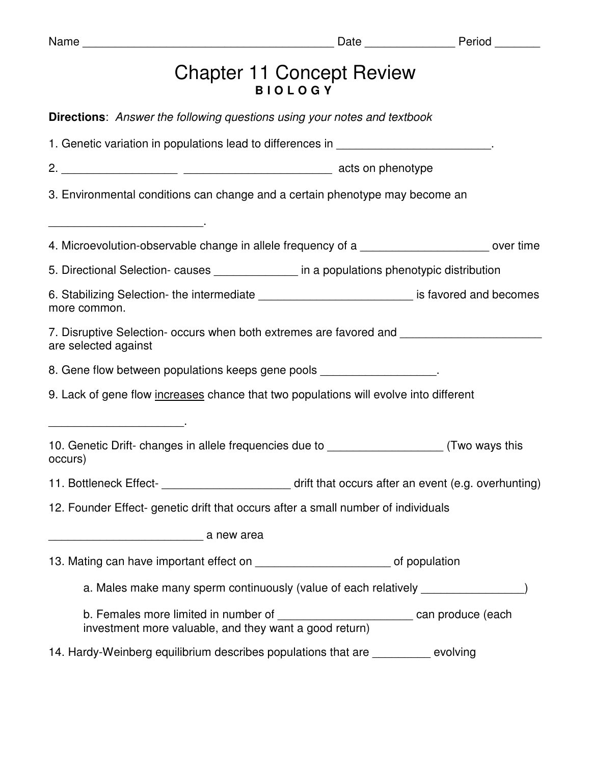Name ________________________________________ Date ______________ Period _______

# Chapter 11 Concept Review

**B I O L O G Y**

**Directions**: *Answer the following questions using your notes and textbook*

1. Genetic variation in populations lead to differences in ________________________.

2. __________________ _______________________ acts on phenotype

3. Environmental conditions can change and a certain phenotype may become an ________________________.

4. Microevolution-observable change in allele frequency of a ____________________ over time

5. Directional Selection- causes _____________ in a populations phenotypic distribution

6. Stabilizing Selection- the intermediate ________________________ is favored and becomes more common.

7. Disruptive Selection- occurs when both extremes are favored and ______________________ are selected against

8. Gene flow between populations keeps gene pools __________________.

9. Lack of gene flow <u>increases</u> chance that two populations will evolve into different _____________________.

10. Genetic Drift- changes in allele frequencies due to __________________ (Two ways this occurs)

11. Bottleneck Effect- ____________________ drift that occurs after an event (e.g. overhunting)

12. Founder Effect- genetic drift that occurs after a small number of individuals ________________________ a new area

13. Mating can have important effect on _____________________ of population

    a. Males make many sperm continuously (value of each relatively ________________)

    b. Females more limited in number of _____________________ can produce (each investment more valuable, and they want a good return)

14. Hardy-Weinberg equilibrium describes populations that are _________ evolving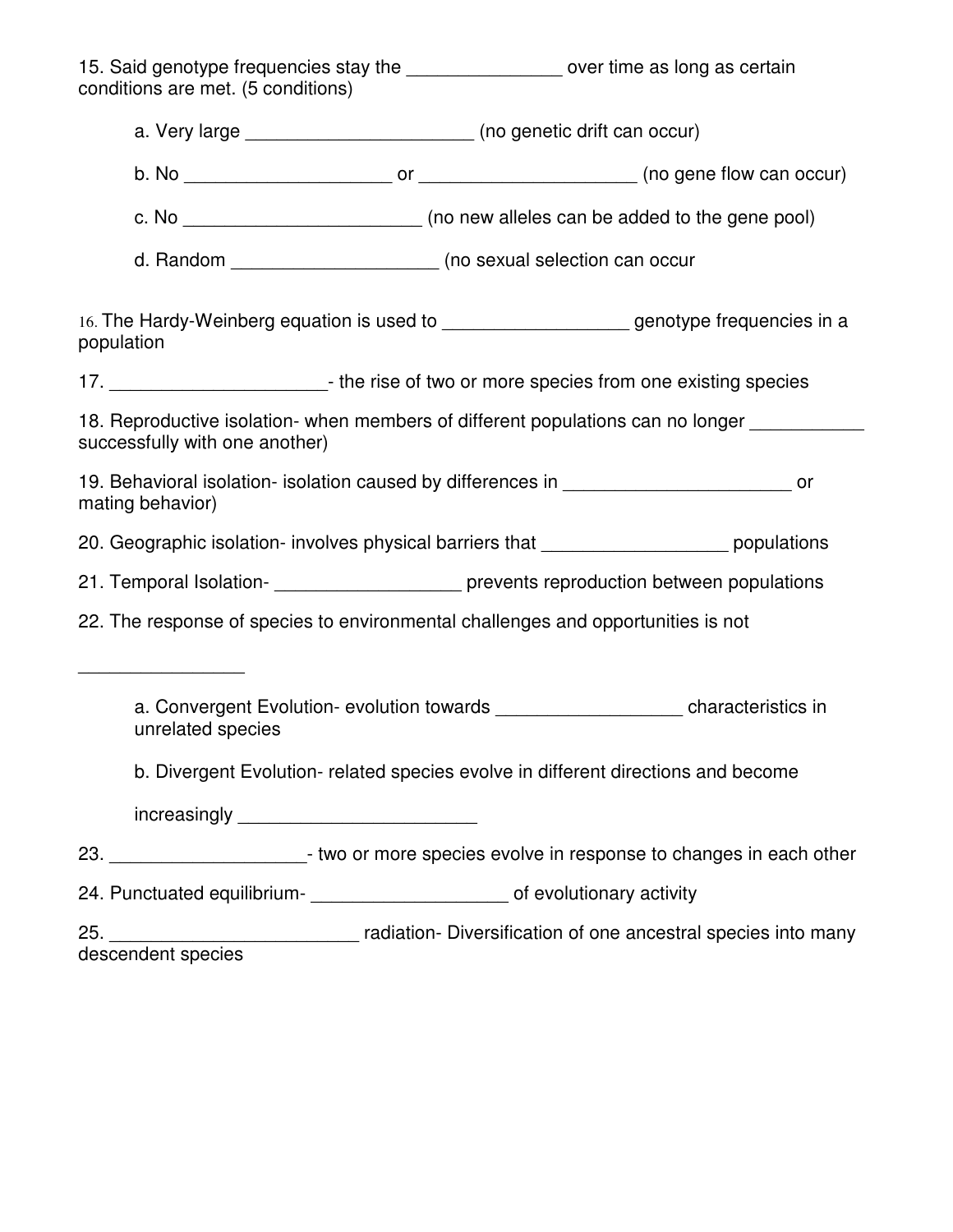15. Said genotype frequencies stay the _______________ over time as long as certain conditions are met. (5 conditions)

a. Very large ______________________ (no genetic drift can occur)

b. No ____________________ or _____________________ (no gene flow can occur)

c. No _______________________ (no new alleles can be added to the gene pool)

d. Random ____________________ (no sexual selection can occur

16. The Hardy-Weinberg equation is used to __________________ genotype frequencies in a population

17. _____________________- the rise of two or more species from one existing species

18. Reproductive isolation- when members of different populations can no longer ___________ successfully with one another)

19. Behavioral isolation- isolation caused by differences in ______________________ or mating behavior)

20. Geographic isolation- involves physical barriers that __________________ populations

21. Temporal Isolation- __________________ prevents reproduction between populations

22. The response of species to environmental challenges and opportunities is not

________________

a. Convergent Evolution- evolution towards __________________ characteristics in unrelated species

b. Divergent Evolution- related species evolve in different directions and become

increasingly _______________________

23. ___________________- two or more species evolve in response to changes in each other

24. Punctuated equilibrium- ___________________ of evolutionary activity

25. ________________________ radiation- Diversification of one ancestral species into many descendent species